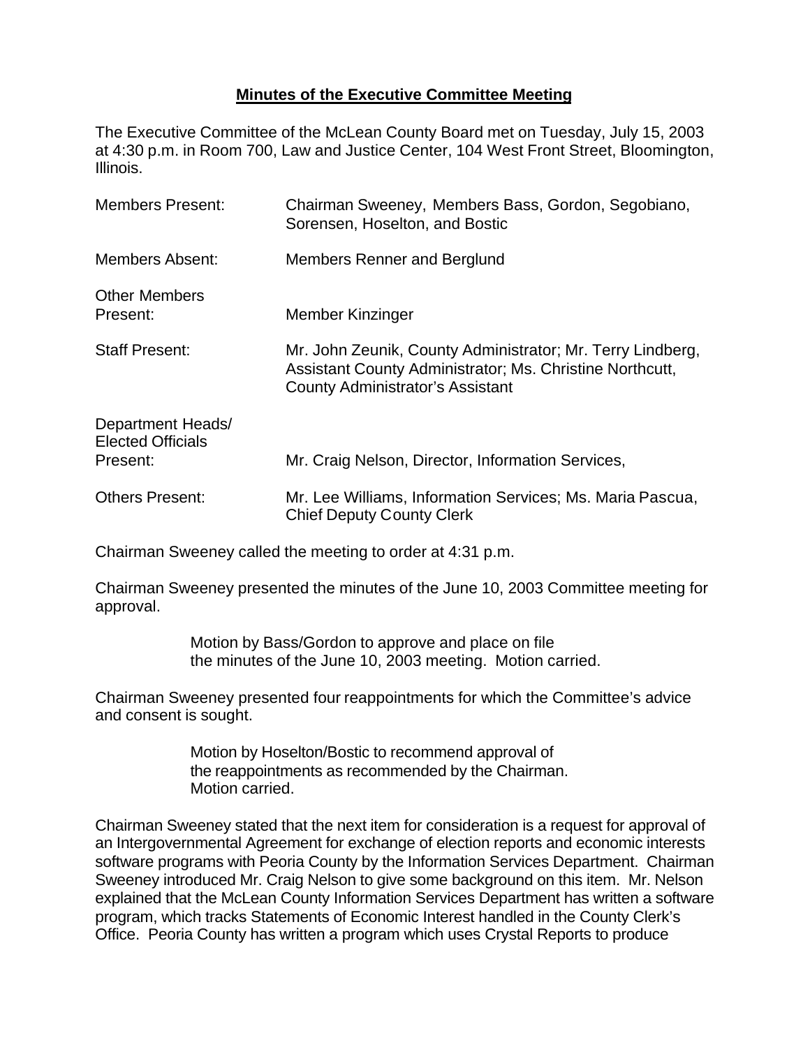# **Minutes of the Executive Committee Meeting**

The Executive Committee of the McLean County Board met on Tuesday, July 15, 2003 at 4:30 p.m. in Room 700, Law and Justice Center, 104 West Front Street, Bloomington, Illinois.

| | |
|---|---|
| Members Present: | Chairman Sweeney, Members Bass, Gordon, Segobiano, Sorensen, Hoselton, and Bostic |
| Members Absent: | Members Renner and Berglund |
| Other Members Present: | Member Kinzinger |
| Staff Present: | Mr. John Zeunik, County Administrator; Mr. Terry Lindberg, Assistant County Administrator; Ms. Christine Northcutt, County Administrator's Assistant |
| Department Heads/ Elected Officials Present: | Mr. Craig Nelson, Director, Information Services, |
| Others Present: | Mr. Lee Williams, Information Services; Ms. Maria Pascua, Chief Deputy County Clerk |

Chairman Sweeney called the meeting to order at 4:31 p.m.

Chairman Sweeney presented the minutes of the June 10, 2003 Committee meeting for approval.

> Motion by Bass/Gordon to approve and place on file the minutes of the June 10, 2003 meeting. Motion carried.

Chairman Sweeney presented four reappointments for which the Committee's advice and consent is sought.

> Motion by Hoselton/Bostic to recommend approval of the reappointments as recommended by the Chairman. Motion carried.

Chairman Sweeney stated that the next item for consideration is a request for approval of an Intergovernmental Agreement for exchange of election reports and economic interests software programs with Peoria County by the Information Services Department. Chairman Sweeney introduced Mr. Craig Nelson to give some background on this item. Mr. Nelson explained that the McLean County Information Services Department has written a software program, which tracks Statements of Economic Interest handled in the County Clerk's Office. Peoria County has written a program which uses Crystal Reports to produce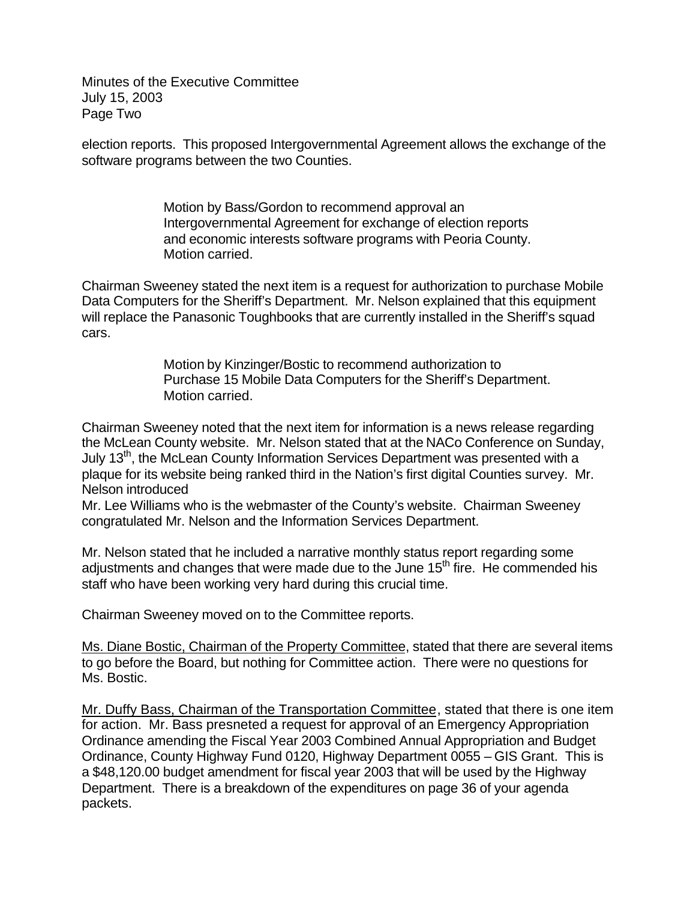election reports. This proposed Intergovernmental Agreement allows the exchange of the software programs between the two Counties.

> Motion by Bass/Gordon to recommend approval an Intergovernmental Agreement for exchange of election reports and economic interests software programs with Peoria County. Motion carried.

Chairman Sweeney stated the next item is a request for authorization to purchase Mobile Data Computers for the Sheriff's Department. Mr. Nelson explained that this equipment will replace the Panasonic Toughbooks that are currently installed in the Sheriff's squad cars.

> Motion by Kinzinger/Bostic to recommend authorization to Purchase 15 Mobile Data Computers for the Sheriff's Department. Motion carried.

Chairman Sweeney noted that the next item for information is a news release regarding the McLean County website. Mr. Nelson stated that at the NACo Conference on Sunday, July 13th, the McLean County Information Services Department was presented with a plaque for its website being ranked third in the Nation's first digital Counties survey. Mr. Nelson introduced
Mr. Lee Williams who is the webmaster of the County's website. Chairman Sweeney congratulated Mr. Nelson and the Information Services Department.

Mr. Nelson stated that he included a narrative monthly status report regarding some adjustments and changes that were made due to the June 15th fire. He commended his staff who have been working very hard during this crucial time.

Chairman Sweeney moved on to the Committee reports.

<u>Ms. Diane Bostic, Chairman of the Property Committee</u>, stated that there are several items to go before the Board, but nothing for Committee action. There were no questions for Ms. Bostic.

<u>Mr. Duffy Bass, Chairman of the Transportation Committee</u>, stated that there is one item for action. Mr. Bass presneted a request for approval of an Emergency Appropriation Ordinance amending the Fiscal Year 2003 Combined Annual Appropriation and Budget Ordinance, County Highway Fund 0120, Highway Department 0055 – GIS Grant. This is a $48,120.00 budget amendment for fiscal year 2003 that will be used by the Highway Department. There is a breakdown of the expenditures on page 36 of your agenda packets.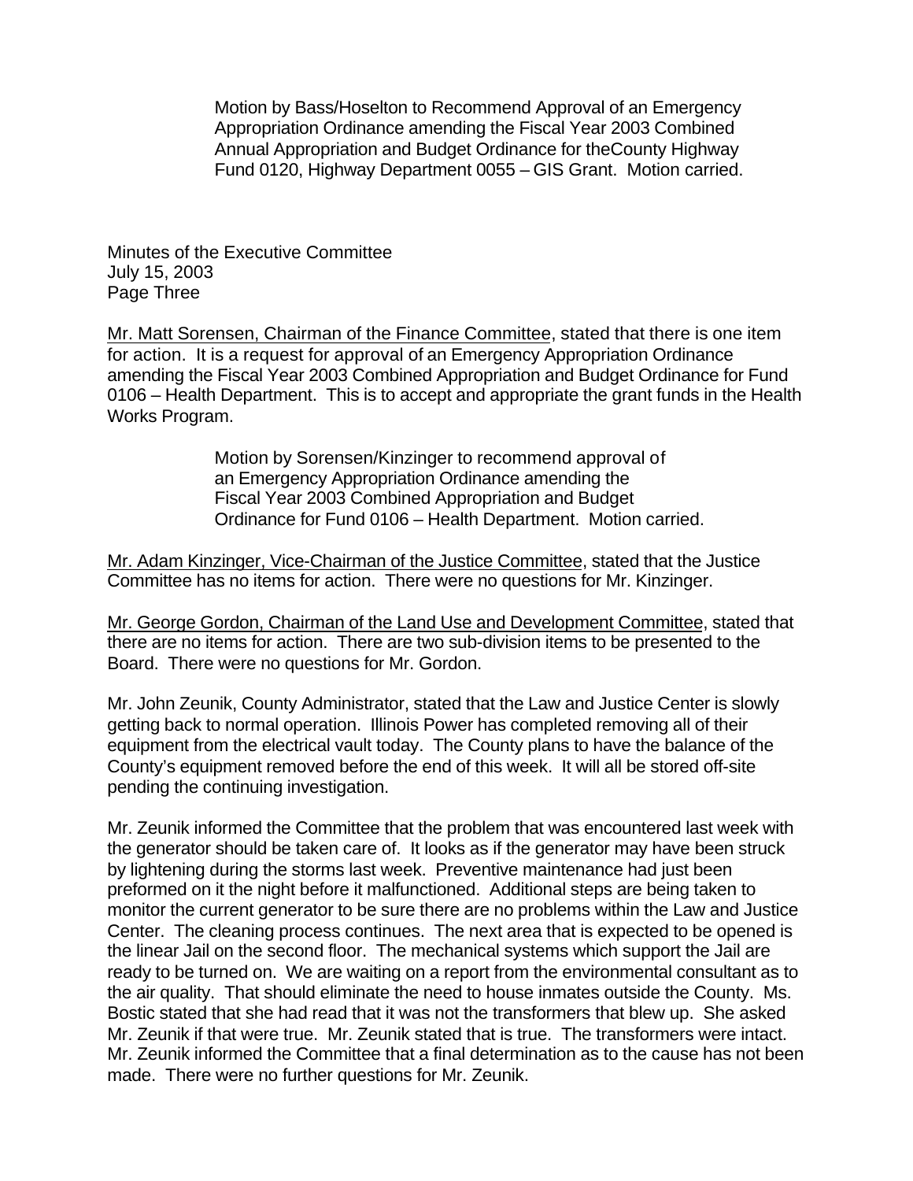Motion by Bass/Hoselton to Recommend Approval of an Emergency Appropriation Ordinance amending the Fiscal Year 2003 Combined Annual Appropriation and Budget Ordinance for theCounty Highway Fund 0120, Highway Department 0055 – GIS Grant. Motion carried.

Minutes of the Executive Committee
July 15, 2003
Page Three

Mr. Matt Sorensen, Chairman of the Finance Committee, stated that there is one item for action. It is a request for approval of an Emergency Appropriation Ordinance amending the Fiscal Year 2003 Combined Appropriation and Budget Ordinance for Fund 0106 – Health Department. This is to accept and appropriate the grant funds in the Health Works Program.

Motion by Sorensen/Kinzinger to recommend approval of an Emergency Appropriation Ordinance amending the Fiscal Year 2003 Combined Appropriation and Budget Ordinance for Fund 0106 – Health Department. Motion carried.

Mr. Adam Kinzinger, Vice-Chairman of the Justice Committee, stated that the Justice Committee has no items for action. There were no questions for Mr. Kinzinger.

Mr. George Gordon, Chairman of the Land Use and Development Committee, stated that there are no items for action. There are two sub-division items to be presented to the Board. There were no questions for Mr. Gordon.

Mr. John Zeunik, County Administrator, stated that the Law and Justice Center is slowly getting back to normal operation. Illinois Power has completed removing all of their equipment from the electrical vault today. The County plans to have the balance of the County's equipment removed before the end of this week. It will all be stored off-site pending the continuing investigation.

Mr. Zeunik informed the Committee that the problem that was encountered last week with the generator should be taken care of. It looks as if the generator may have been struck by lightening during the storms last week. Preventive maintenance had just been preformed on it the night before it malfunctioned. Additional steps are being taken to monitor the current generator to be sure there are no problems within the Law and Justice Center. The cleaning process continues. The next area that is expected to be opened is the linear Jail on the second floor. The mechanical systems which support the Jail are ready to be turned on. We are waiting on a report from the environmental consultant as to the air quality. That should eliminate the need to house inmates outside the County. Ms. Bostic stated that she had read that it was not the transformers that blew up. She asked Mr. Zeunik if that were true. Mr. Zeunik stated that is true. The transformers were intact. Mr. Zeunik informed the Committee that a final determination as to the cause has not been made. There were no further questions for Mr. Zeunik.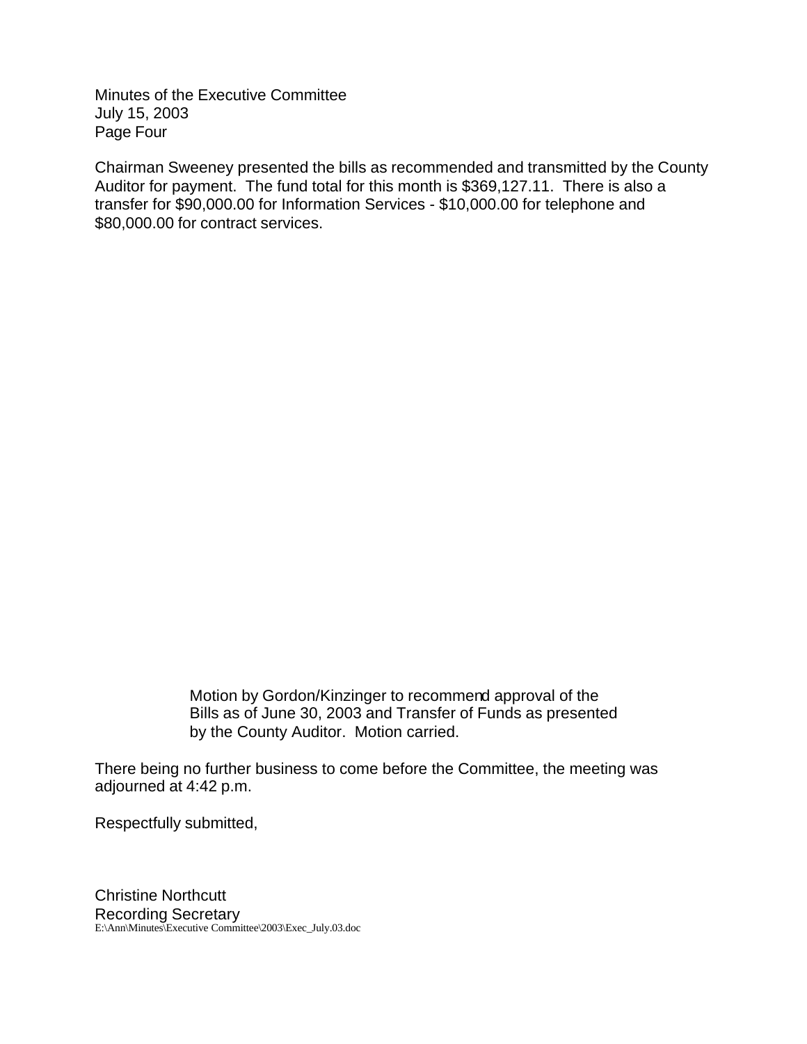Minutes of the Executive Committee
July 15, 2003
Page Four

Chairman Sweeney presented the bills as recommended and transmitted by the County Auditor for payment. The fund total for this month is $369,127.11. There is also a transfer for $90,000.00 for Information Services - $10,000.00 for telephone and $80,000.00 for contract services.

> Motion by Gordon/Kinzinger to recommend approval of the Bills as of June 30, 2003 and Transfer of Funds as presented by the County Auditor. Motion carried.

There being no further business to come before the Committee, the meeting was adjourned at 4:42 p.m.

Respectfully submitted,

Christine Northcutt
Recording Secretary
E:\Ann\Minutes\Executive Committee\2003\Exec_July.03.doc